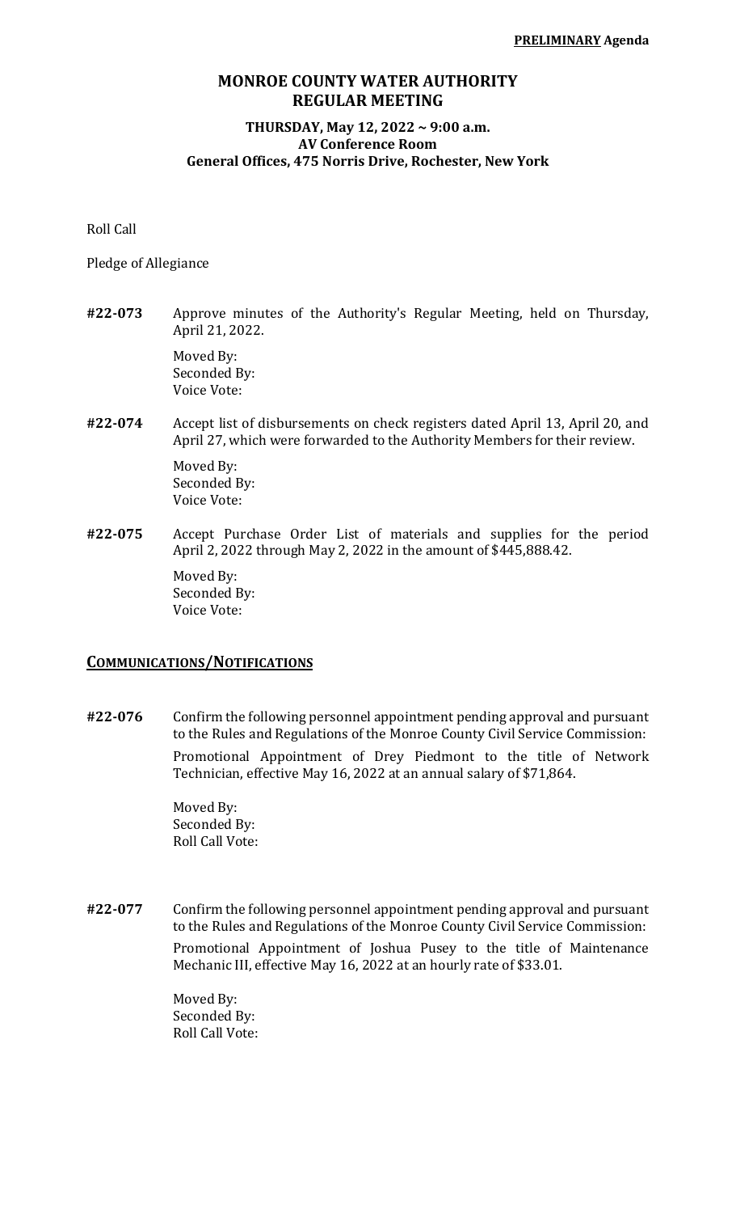**PRELIMINARY Agenda**

# MONROE COUNTY WATER AUTHORITY
# REGULAR MEETING

### THURSDAY, May 12, 2022 ~ 9:00 a.m.
### AV Conference Room
### General Offices, 475 Norris Drive, Rochester, New York

Roll Call

Pledge of Allegiance

**#22-073** Approve minutes of the Authority's Regular Meeting, held on Thursday, April 21, 2022.

Moved By:
Seconded By:
Voice Vote:

**#22-074** Accept list of disbursements on check registers dated April 13, April 20, and April 27, which were forwarded to the Authority Members for their review.

Moved By:
Seconded By:
Voice Vote:

**#22-075** Accept Purchase Order List of materials and supplies for the period April 2, 2022 through May 2, 2022 in the amount of $445,888.42.

Moved By:
Seconded By:
Voice Vote:

## COMMUNICATIONS/NOTIFICATIONS

**#22-076** Confirm the following personnel appointment pending approval and pursuant to the Rules and Regulations of the Monroe County Civil Service Commission:

Promotional Appointment of Drey Piedmont to the title of Network Technician, effective May 16, 2022 at an annual salary of $71,864.

Moved By:
Seconded By:
Roll Call Vote:

**#22-077** Confirm the following personnel appointment pending approval and pursuant to the Rules and Regulations of the Monroe County Civil Service Commission:

Promotional Appointment of Joshua Pusey to the title of Maintenance Mechanic III, effective May 16, 2022 at an hourly rate of $33.01.

Moved By:
Seconded By:
Roll Call Vote: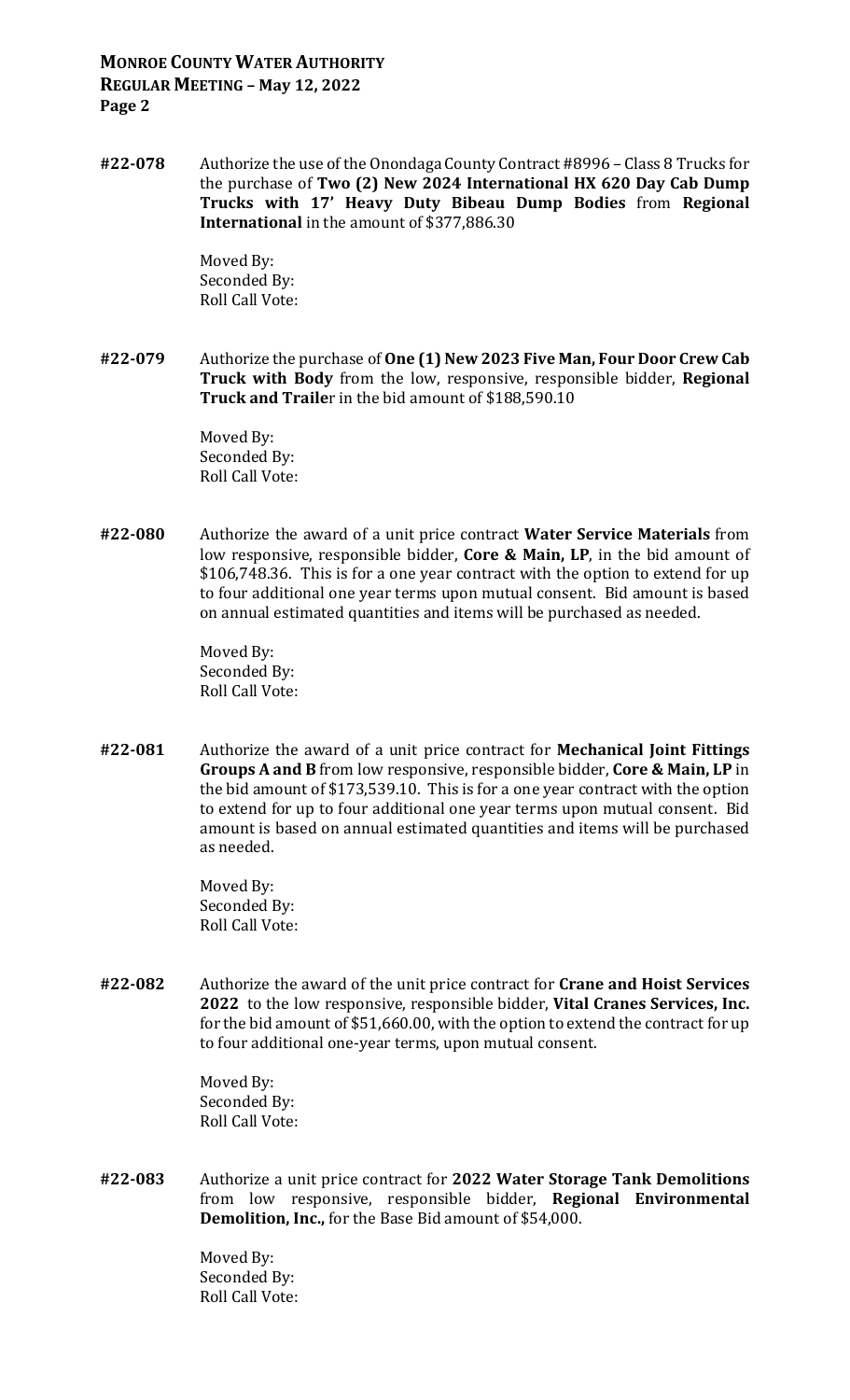**#22-078** Authorize the use of the Onondaga County Contract #8996 – Class 8 Trucks for the purchase of **Two (2) New 2024 International HX 620 Day Cab Dump Trucks with 17' Heavy Duty Bibeau Dump Bodies** from **Regional International** in the amount of $377,886.30

Moved By:
Seconded By:
Roll Call Vote:

**#22-079** Authorize the purchase of **One (1) New 2023 Five Man, Four Door Crew Cab Truck with Body** from the low, responsive, responsible bidder, **Regional Truck and Traile**r in the bid amount of $188,590.10

Moved By:
Seconded By:
Roll Call Vote:

**#22-080** Authorize the award of a unit price contract **Water Service Materials** from low responsive, responsible bidder, **Core & Main, LP**, in the bid amount of $106,748.36. This is for a one year contract with the option to extend for up to four additional one year terms upon mutual consent. Bid amount is based on annual estimated quantities and items will be purchased as needed.

Moved By:
Seconded By:
Roll Call Vote:

**#22-081** Authorize the award of a unit price contract for **Mechanical Joint Fittings Groups A and B** from low responsive, responsible bidder, **Core & Main, LP** in the bid amount of $173,539.10. This is for a one year contract with the option to extend for up to four additional one year terms upon mutual consent. Bid amount is based on annual estimated quantities and items will be purchased as needed.

Moved By:
Seconded By:
Roll Call Vote:

**#22-082** Authorize the award of the unit price contract for **Crane and Hoist Services 2022** to the low responsive, responsible bidder, **Vital Cranes Services, Inc.** for the bid amount of $51,660.00, with the option to extend the contract for up to four additional one-year terms, upon mutual consent.

Moved By:
Seconded By:
Roll Call Vote:

**#22-083** Authorize a unit price contract for **2022 Water Storage Tank Demolitions** from low responsive, responsible bidder, **Regional Environmental Demolition, Inc.,** for the Base Bid amount of $54,000.

Moved By:
Seconded By:
Roll Call Vote: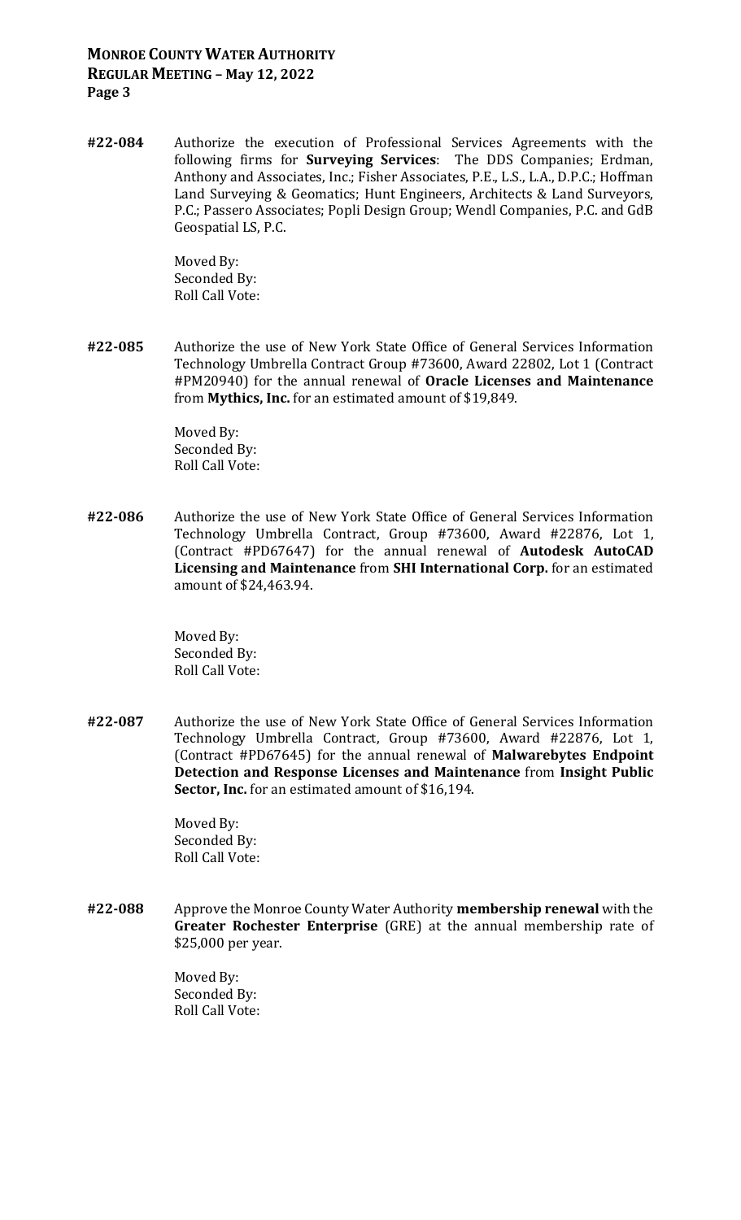**#22-084** Authorize the execution of Professional Services Agreements with the following firms for **Surveying Services**: The DDS Companies; Erdman, Anthony and Associates, Inc.; Fisher Associates, P.E., L.S., L.A., D.P.C.; Hoffman Land Surveying & Geomatics; Hunt Engineers, Architects & Land Surveyors, P.C.; Passero Associates; Popli Design Group; Wendl Companies, P.C. and GdB Geospatial LS, P.C.

Moved By:
Seconded By:
Roll Call Vote:

**#22-085** Authorize the use of New York State Office of General Services Information Technology Umbrella Contract Group #73600, Award 22802, Lot 1 (Contract #PM20940) for the annual renewal of **Oracle Licenses and Maintenance** from **Mythics, Inc.** for an estimated amount of $19,849.

Moved By:
Seconded By:
Roll Call Vote:

**#22-086** Authorize the use of New York State Office of General Services Information Technology Umbrella Contract, Group #73600, Award #22876, Lot 1, (Contract #PD67647) for the annual renewal of **Autodesk AutoCAD Licensing and Maintenance** from **SHI International Corp.** for an estimated amount of $24,463.94.

Moved By:
Seconded By:
Roll Call Vote:

**#22-087** Authorize the use of New York State Office of General Services Information Technology Umbrella Contract, Group #73600, Award #22876, Lot 1, (Contract #PD67645) for the annual renewal of **Malwarebytes Endpoint Detection and Response Licenses and Maintenance** from **Insight Public Sector, Inc.** for an estimated amount of $16,194.

Moved By:
Seconded By:
Roll Call Vote:

**#22-088** Approve the Monroe County Water Authority **membership renewal** with the **Greater Rochester Enterprise** (GRE) at the annual membership rate of $25,000 per year.

Moved By:
Seconded By:
Roll Call Vote: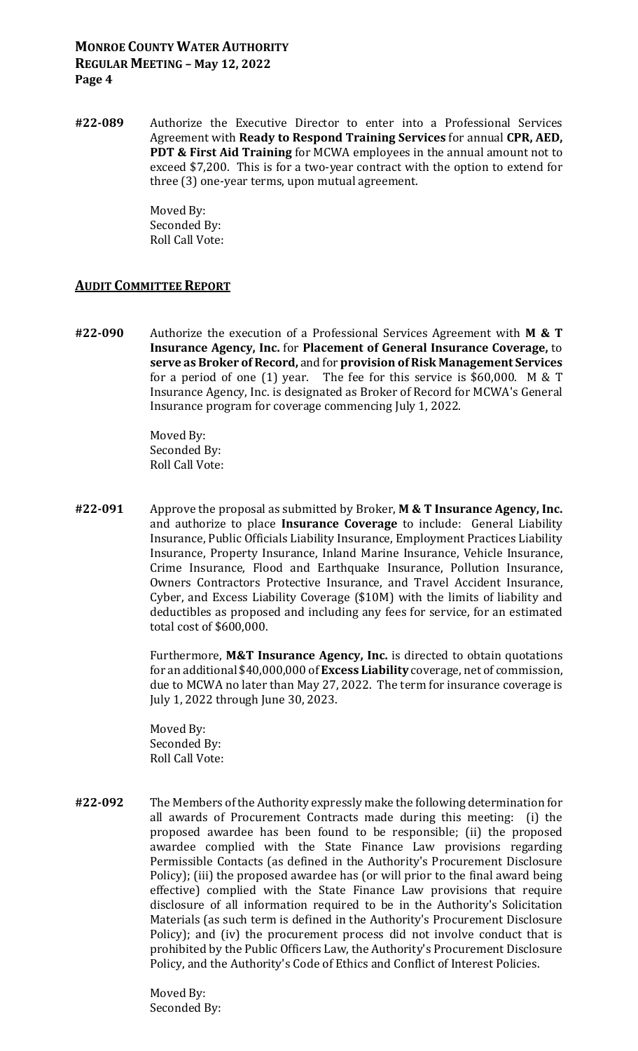**#22-089** Authorize the Executive Director to enter into a Professional Services Agreement with **Ready to Respond Training Services** for annual **CPR, AED, PDT & First Aid Training** for MCWA employees in the annual amount not to exceed $7,200. This is for a two-year contract with the option to extend for three (3) one-year terms, upon mutual agreement.

Moved By:
Seconded By:
Roll Call Vote:

## AUDIT COMMITTEE REPORT

**#22-090** Authorize the execution of a Professional Services Agreement with **M & T Insurance Agency, Inc.** for **Placement of General Insurance Coverage,** to **serve as Broker of Record,** and for **provision of Risk Management Services** for a period of one (1) year. The fee for this service is $60,000. M & T Insurance Agency, Inc. is designated as Broker of Record for MCWA's General Insurance program for coverage commencing July 1, 2022.

Moved By:
Seconded By:
Roll Call Vote:

**#22-091** Approve the proposal as submitted by Broker, **M & T Insurance Agency, Inc.** and authorize to place **Insurance Coverage** to include: General Liability Insurance, Public Officials Liability Insurance, Employment Practices Liability Insurance, Property Insurance, Inland Marine Insurance, Vehicle Insurance, Crime Insurance, Flood and Earthquake Insurance, Pollution Insurance, Owners Contractors Protective Insurance, and Travel Accident Insurance, Cyber, and Excess Liability Coverage ($10M) with the limits of liability and deductibles as proposed and including any fees for service, for an estimated total cost of $600,000.

Furthermore, **M&T Insurance Agency, Inc.** is directed to obtain quotations for an additional $40,000,000 of **Excess Liability** coverage, net of commission, due to MCWA no later than May 27, 2022. The term for insurance coverage is July 1, 2022 through June 30, 2023.

Moved By:
Seconded By:
Roll Call Vote:

**#22-092** The Members of the Authority expressly make the following determination for all awards of Procurement Contracts made during this meeting: (i) the proposed awardee has been found to be responsible; (ii) the proposed awardee complied with the State Finance Law provisions regarding Permissible Contacts (as defined in the Authority's Procurement Disclosure Policy); (iii) the proposed awardee has (or will prior to the final award being effective) complied with the State Finance Law provisions that require disclosure of all information required to be in the Authority's Solicitation Materials (as such term is defined in the Authority's Procurement Disclosure Policy); and (iv) the procurement process did not involve conduct that is prohibited by the Public Officers Law, the Authority's Procurement Disclosure Policy, and the Authority's Code of Ethics and Conflict of Interest Policies.

Moved By:
Seconded By: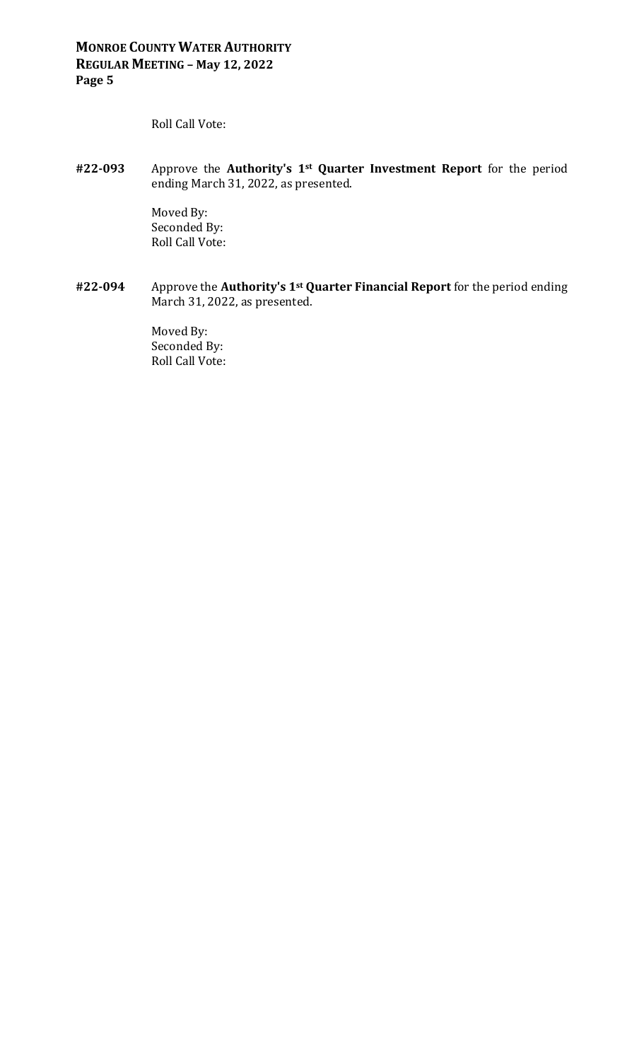Roll Call Vote:

**#22-093** Approve the **Authority's 1st Quarter Investment Report** for the period ending March 31, 2022, as presented.

Moved By:
Seconded By:
Roll Call Vote:

**#22-094** Approve the **Authority's 1st Quarter Financial Report** for the period ending March 31, 2022, as presented.

Moved By:
Seconded By:
Roll Call Vote: